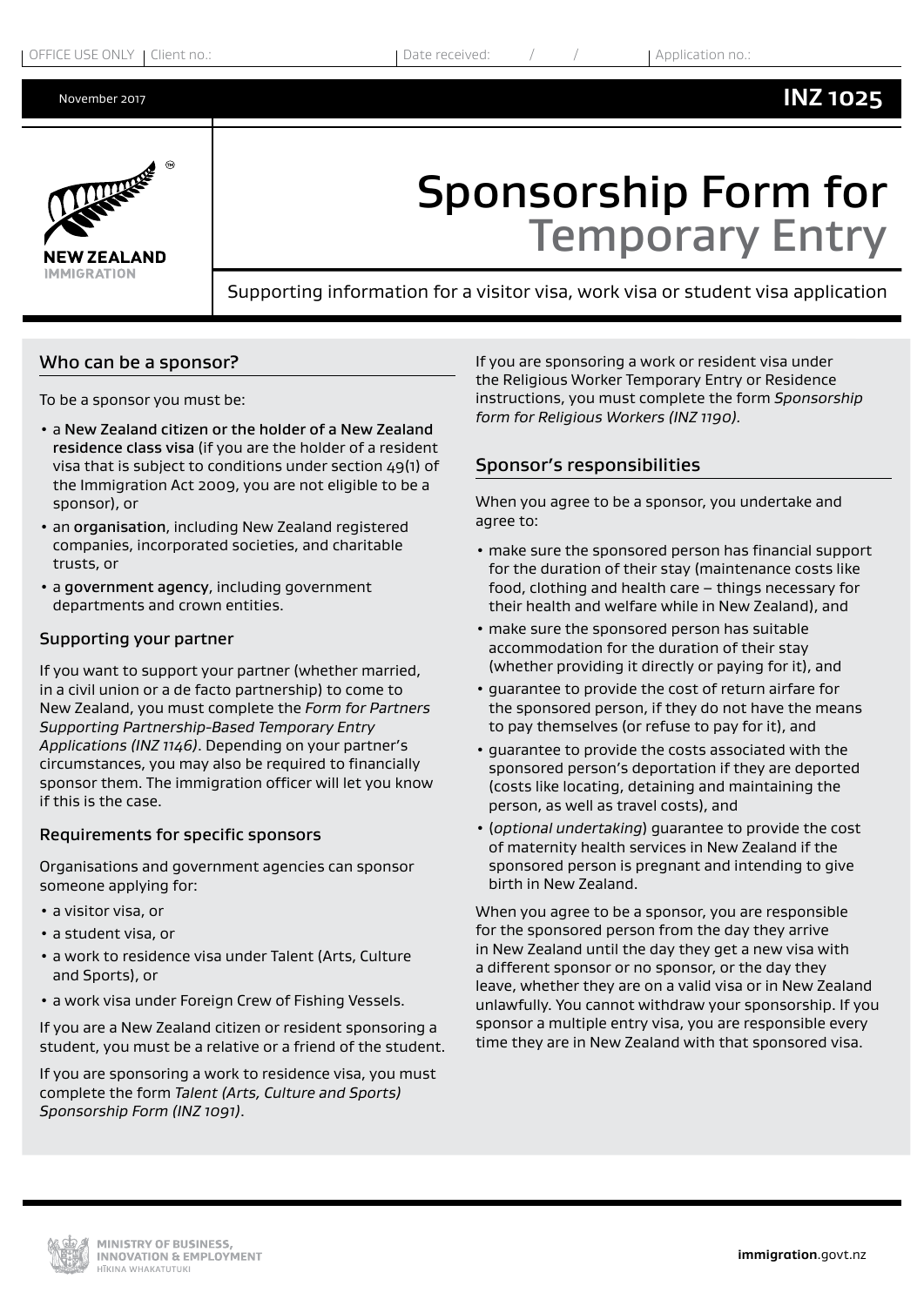OFFICE USE ONLY | Client no.: | Date received: / / | Application no.:

November 2017 **INZ 1025**

NEW ZEALAND IMMIGRATION

# Sponsorship Form for Temporary Entry

Supporting information for a visitor visa, work visa or student visa application

## Who can be a sponsor?

To be a sponsor you must be:

- a New Zealand citizen or the holder of a New Zealand residence class visa (if you are the holder of a resident visa that is subject to conditions under section 49(1) of the Immigration Act 2009, you are not eligible to be a sponsor), or
- an organisation, including New Zealand registered companies, incorporated societies, and charitable trusts, or
- a government agency, including government departments and crown entities.

### Supporting your partner

If you want to support your partner (whether married, in a civil union or a de facto partnership) to come to New Zealand, you must complete the *Form for Partners Supporting Partnership-Based Temporary Entry Applications (INZ 1146)*. Depending on your partner's circumstances, you may also be required to financially sponsor them. The immigration officer will let you know if this is the case.

### Requirements for specific sponsors

Organisations and government agencies can sponsor someone applying for:

- a visitor visa, or
- a student visa, or
- a work to residence visa under Talent (Arts, Culture and Sports), or
- a work visa under Foreign Crew of Fishing Vessels.

If you are a New Zealand citizen or resident sponsoring a student, you must be a relative or a friend of the student.

If you are sponsoring a work to residence visa, you must complete the form *Talent (Arts, Culture and Sports) Sponsorship Form (INZ 1091)*.

If you are sponsoring a work or resident visa under the Religious Worker Temporary Entry or Residence instructions, you must complete the form *Sponsorship form for Religious Workers (INZ 1190)*.

## Sponsor's responsibilities

When you agree to be a sponsor, you undertake and agree to:

- make sure the sponsored person has financial support for the duration of their stay (maintenance costs like food, clothing and health care – things necessary for their health and welfare while in New Zealand), and
- make sure the sponsored person has suitable accommodation for the duration of their stay (whether providing it directly or paying for it), and
- guarantee to provide the cost of return airfare for the sponsored person, if they do not have the means to pay themselves (or refuse to pay for it), and
- guarantee to provide the costs associated with the sponsored person's deportation if they are deported (costs like locating, detaining and maintaining the person, as well as travel costs), and
- (*optional undertaking*) guarantee to provide the cost of maternity health services in New Zealand if the sponsored person is pregnant and intending to give birth in New Zealand.

When you agree to be a sponsor, you are responsible for the sponsored person from the day they arrive in New Zealand until the day they get a new visa with a different sponsor or no sponsor, or the day they leave, whether they are on a valid visa or in New Zealand unlawfully. You cannot withdraw your sponsorship. If you sponsor a multiple entry visa, you are responsible every time they are in New Zealand with that sponsored visa.

MINISTRY OF BUSINESS, INNOVATION & EMPLOYMENT
HĪKINA WHAKATUTUKI

**immigration**.govt.nz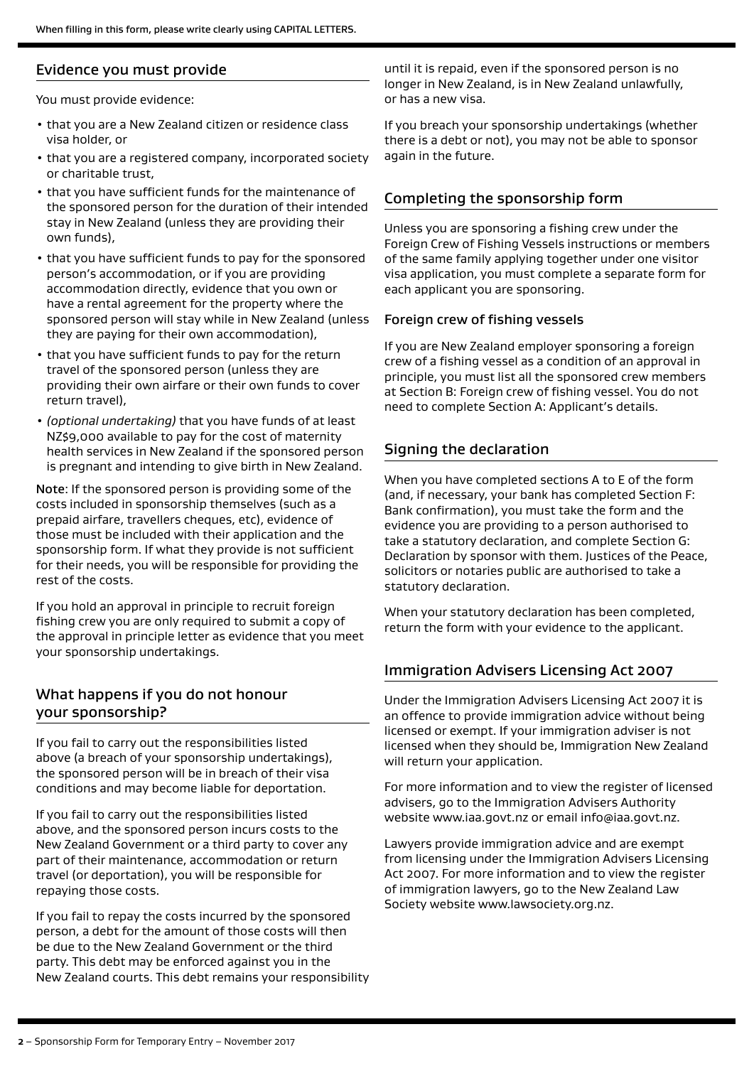When filling in this form, please write clearly using CAPITAL LETTERS.

## Evidence you must provide

You must provide evidence:

- that you are a New Zealand citizen or residence class visa holder, or
- that you are a registered company, incorporated society or charitable trust,
- that you have sufficient funds for the maintenance of the sponsored person for the duration of their intended stay in New Zealand (unless they are providing their own funds),
- that you have sufficient funds to pay for the sponsored person's accommodation, or if you are providing accommodation directly, evidence that you own or have a rental agreement for the property where the sponsored person will stay while in New Zealand (unless they are paying for their own accommodation),
- that you have sufficient funds to pay for the return travel of the sponsored person (unless they are providing their own airfare or their own funds to cover return travel),
- *(optional undertaking)* that you have funds of at least NZ$9,000 available to pay for the cost of maternity health services in New Zealand if the sponsored person is pregnant and intending to give birth in New Zealand.

**Note**: If the sponsored person is providing some of the costs included in sponsorship themselves (such as a prepaid airfare, travellers cheques, etc), evidence of those must be included with their application and the sponsorship form. If what they provide is not sufficient for their needs, you will be responsible for providing the rest of the costs.

If you hold an approval in principle to recruit foreign fishing crew you are only required to submit a copy of the approval in principle letter as evidence that you meet your sponsorship undertakings.

## What happens if you do not honour your sponsorship?

If you fail to carry out the responsibilities listed above (a breach of your sponsorship undertakings), the sponsored person will be in breach of their visa conditions and may become liable for deportation.

If you fail to carry out the responsibilities listed above, and the sponsored person incurs costs to the New Zealand Government or a third party to cover any part of their maintenance, accommodation or return travel (or deportation), you will be responsible for repaying those costs.

If you fail to repay the costs incurred by the sponsored person, a debt for the amount of those costs will then be due to the New Zealand Government or the third party. This debt may be enforced against you in the New Zealand courts. This debt remains your responsibility until it is repaid, even if the sponsored person is no longer in New Zealand, is in New Zealand unlawfully, or has a new visa.

If you breach your sponsorship undertakings (whether there is a debt or not), you may not be able to sponsor again in the future.

## Completing the sponsorship form

Unless you are sponsoring a fishing crew under the Foreign Crew of Fishing Vessels instructions or members of the same family applying together under one visitor visa application, you must complete a separate form for each applicant you are sponsoring.

### Foreign crew of fishing vessels

If you are New Zealand employer sponsoring a foreign crew of a fishing vessel as a condition of an approval in principle, you must list all the sponsored crew members at Section B: Foreign crew of fishing vessel. You do not need to complete Section A: Applicant's details.

## Signing the declaration

When you have completed sections A to E of the form (and, if necessary, your bank has completed Section F: Bank confirmation), you must take the form and the evidence you are providing to a person authorised to take a statutory declaration, and complete Section G: Declaration by sponsor with them. Justices of the Peace, solicitors or notaries public are authorised to take a statutory declaration.

When your statutory declaration has been completed, return the form with your evidence to the applicant.

## Immigration Advisers Licensing Act 2007

Under the Immigration Advisers Licensing Act 2007 it is an offence to provide immigration advice without being licensed or exempt. If your immigration adviser is not licensed when they should be, Immigration New Zealand will return your application.

For more information and to view the register of licensed advisers, go to the Immigration Advisers Authority website www.iaa.govt.nz or email info@iaa.govt.nz.

Lawyers provide immigration advice and are exempt from licensing under the Immigration Advisers Licensing Act 2007. For more information and to view the register of immigration lawyers, go to the New Zealand Law Society website www.lawsociety.org.nz.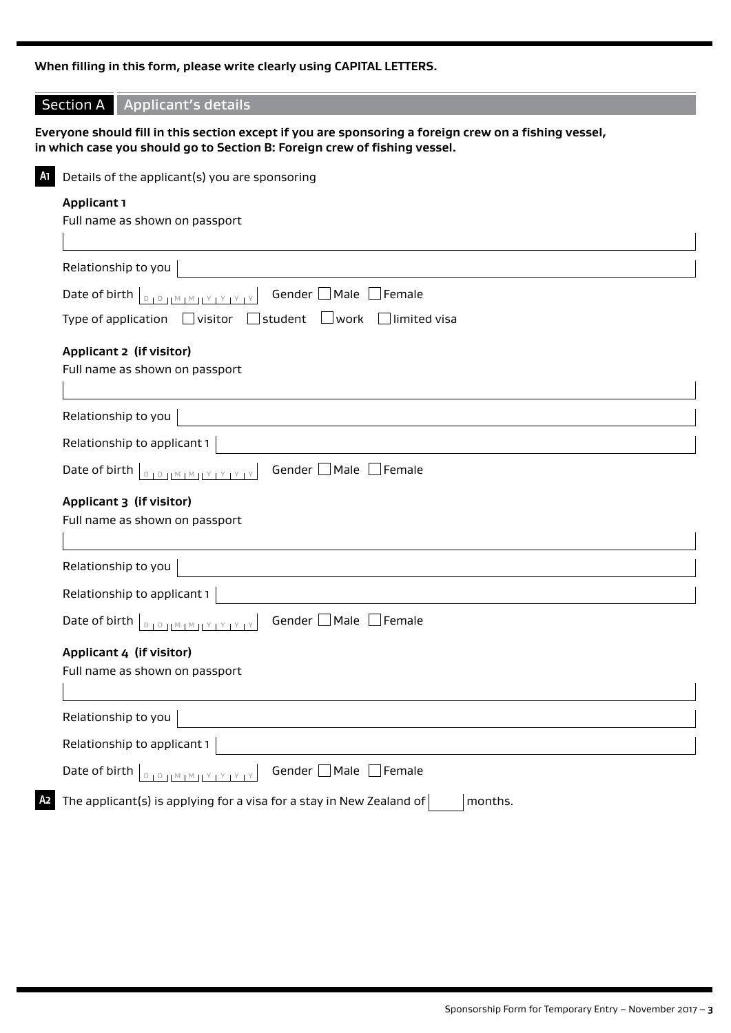**When filling in this form, please write clearly using CAPITAL LETTERS.**

## Section A Applicant's details

**Everyone should fill in this section except if you are sponsoring a foreign crew on a fishing vessel, in which case you should go to Section B: Foreign crew of fishing vessel.**

**A1** Details of the applicant(s) you are sponsoring

**Applicant 1**

Full name as shown on passport

Relationship to you

Date of birth DD MM YYYY Gender ☐ Male ☐ Female

Type of application ☐ visitor ☐ student ☐ work ☐ limited visa

**Applicant 2 (if visitor)**

Full name as shown on passport

Relationship to you

Relationship to applicant 1

Date of birth DD MM YYYY Gender ☐ Male ☐ Female

**Applicant 3 (if visitor)**

Full name as shown on passport

Relationship to you

Relationship to applicant 1

Date of birth DD MM YYYY Gender ☐ Male ☐ Female

**Applicant 4 (if visitor)**

Full name as shown on passport

Relationship to you

Relationship to applicant 1

Date of birth DD MM YYYY Gender ☐ Male ☐ Female

**A2** The applicant(s) is applying for a visa for a stay in New Zealand of ______ months.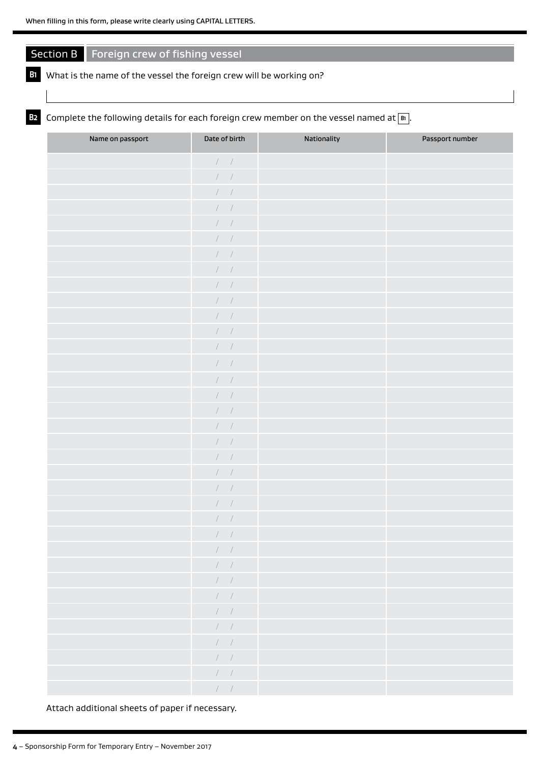When filling in this form, please write clearly using CAPITAL LETTERS.

## Section B Foreign crew of fishing vessel

**B1** What is the name of the vessel the foreign crew will be working on?

**B2** Complete the following details for each foreign crew member on the vessel named at B1.

| Name on passport | Date of birth | Nationality | Passport number |
|---|---|---|---|
| | / / | | |
| | / / | | |
| | / / | | |
| | / / | | |
| | / / | | |
| | / / | | |
| | / / | | |
| | / / | | |
| | / / | | |
| | / / | | |
| | / / | | |
| | / / | | |
| | / / | | |
| | / / | | |
| | / / | | |
| | / / | | |
| | / / | | |
| | / / | | |
| | / / | | |
| | / / | | |
| | / / | | |
| | / / | | |
| | / / | | |
| | / / | | |
| | / / | | |
| | / / | | |
| | / / | | |
| | / / | | |
| | / / | | |
| | / / | | |
| | / / | | |
| | / / | | |
| | / / | | |
| | / / | | |
| | / / | | |

Attach additional sheets of paper if necessary.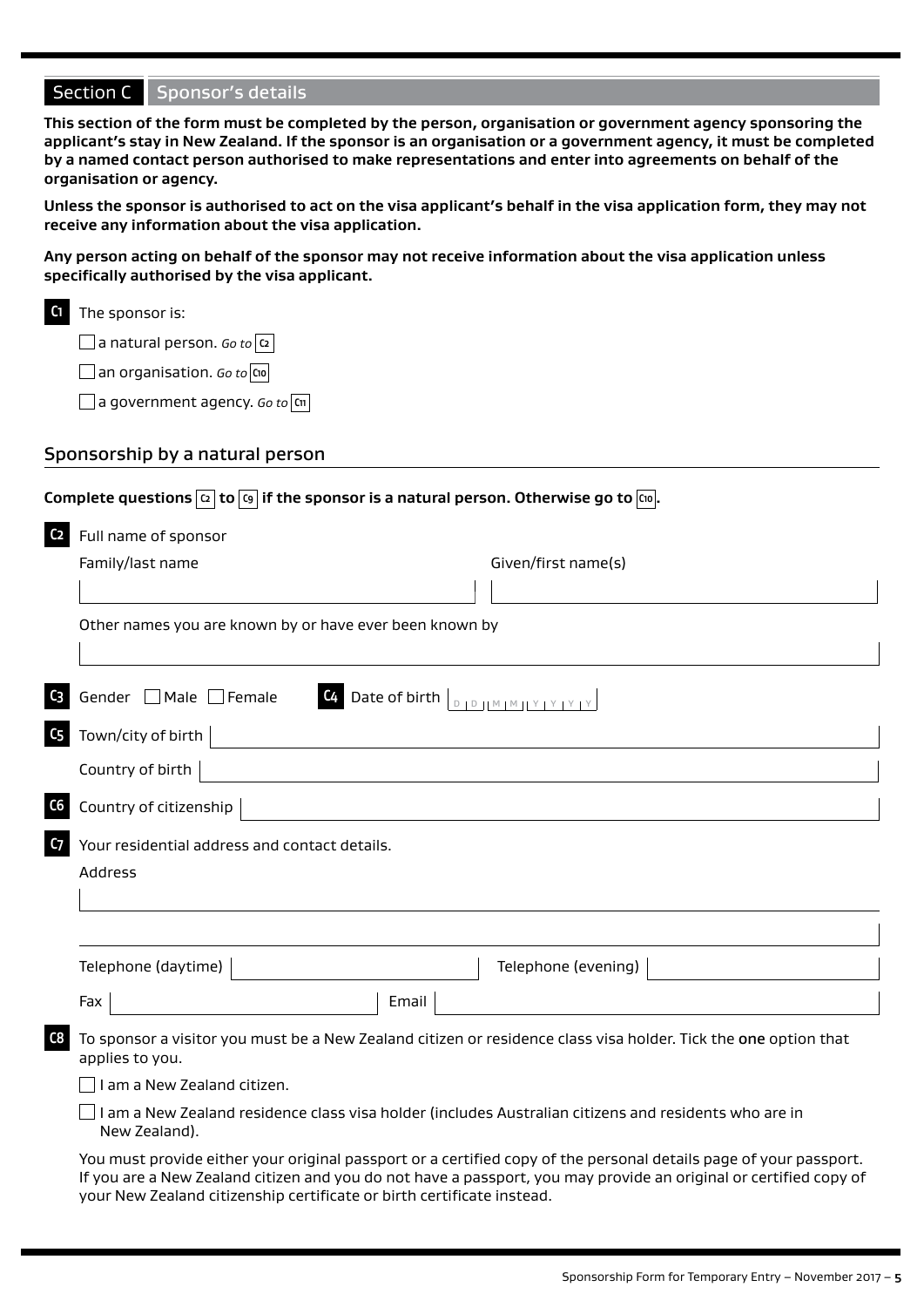## Section C Sponsor's details

**This section of the form must be completed by the person, organisation or government agency sponsoring the applicant's stay in New Zealand. If the sponsor is an organisation or a government agency, it must be completed by a named contact person authorised to make representations and enter into agreements on behalf of the organisation or agency.**

**Unless the sponsor is authorised to act on the visa applicant's behalf in the visa application form, they may not receive any information about the visa application.**

**Any person acting on behalf of the sponsor may not receive information about the visa application unless specifically authorised by the visa applicant.**

**C1** The sponsor is:

- ☐ a natural person. *Go to* C2
- ☐ an organisation. *Go to* C10
- ☐ a government agency. *Go to* C11

### Sponsorship by a natural person

**Complete questions C2 to C9 if the sponsor is a natural person. Otherwise go to C10.**

**C2** Full name of sponsor

Family/last name ______________________ Given/first name(s) ______________________

Other names you are known by or have ever been known by ______________________

**C3** Gender ☐ Male ☐ Female

**C4** Date of birth D D M M Y Y Y Y

**C5** Town/city of birth ______________________

Country of birth ______________________

**C6** Country of citizenship ______________________

**C7** Your residential address and contact details.

Address ______________________

Telephone (daytime) ______________________ Telephone (evening) ______________________

Fax ______________________ Email ______________________

**C8** To sponsor a visitor you must be a New Zealand citizen or residence class visa holder. Tick the **one** option that applies to you.

- ☐ I am a New Zealand citizen.
- ☐ I am a New Zealand residence class visa holder (includes Australian citizens and residents who are in New Zealand).

You must provide either your original passport or a certified copy of the personal details page of your passport. If you are a New Zealand citizen and you do not have a passport, you may provide an original or certified copy of your New Zealand citizenship certificate or birth certificate instead.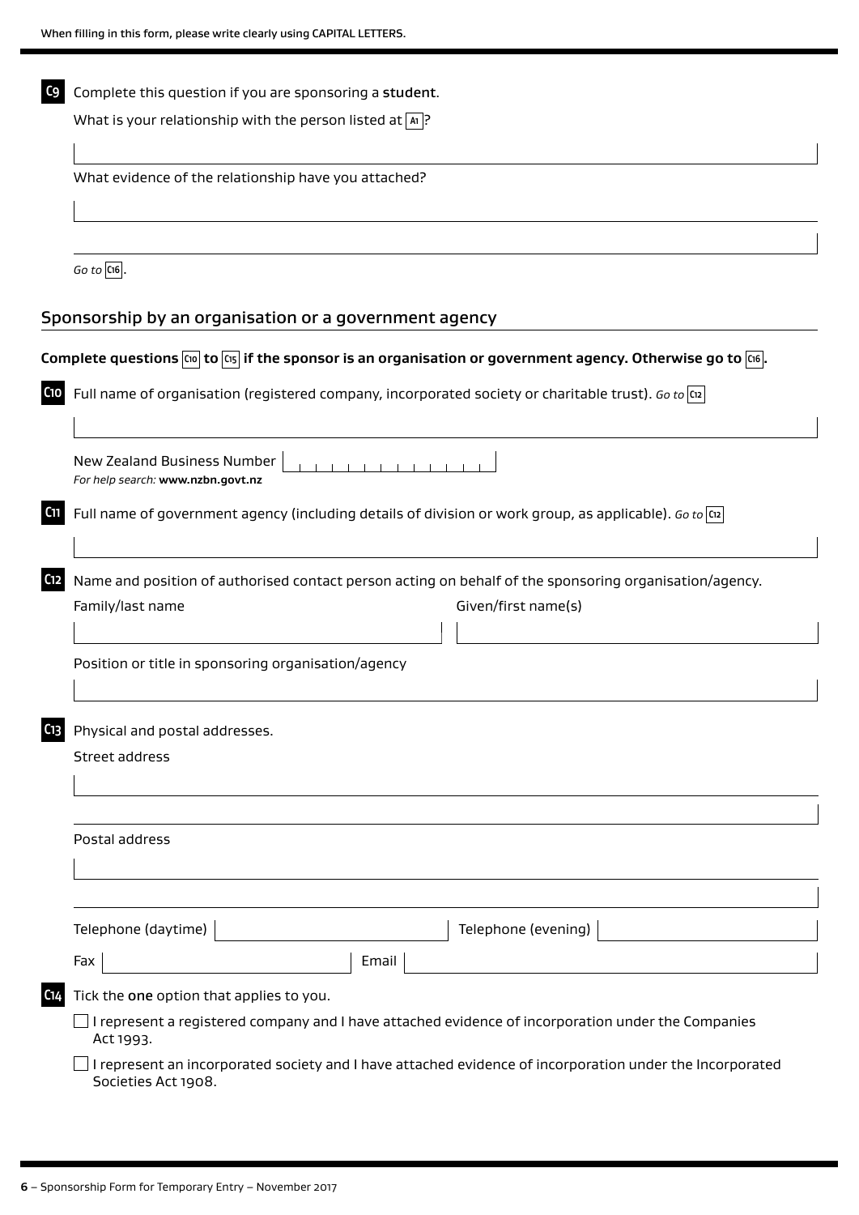When filling in this form, please write clearly using CAPITAL LETTERS.

**C9** Complete this question if you are sponsoring a **student**.

What is your relationship with the person listed at A1?

What evidence of the relationship have you attached?

*Go to* C16.

## Sponsorship by an organisation or a government agency

**Complete questions C10 to C15 if the sponsor is an organisation or government agency. Otherwise go to C16.**

**C10** Full name of organisation (registered company, incorporated society or charitable trust). *Go to* C12

New Zealand Business Number

*For help search:* **www.nzbn.govt.nz**

**C11** Full name of government agency (including details of division or work group, as applicable). *Go to* C12

**C12** Name and position of authorised contact person acting on behalf of the sponsoring organisation/agency.

Family/last name

Given/first name(s)

Position or title in sponsoring organisation/agency

**C13** Physical and postal addresses.

Street address

Postal address

Telephone (daytime)

Telephone (evening)

Fax

Email

**C14** Tick the **one** option that applies to you.

- ☐ I represent a registered company and I have attached evidence of incorporation under the Companies Act 1993.
- ☐ I represent an incorporated society and I have attached evidence of incorporation under the Incorporated Societies Act 1908.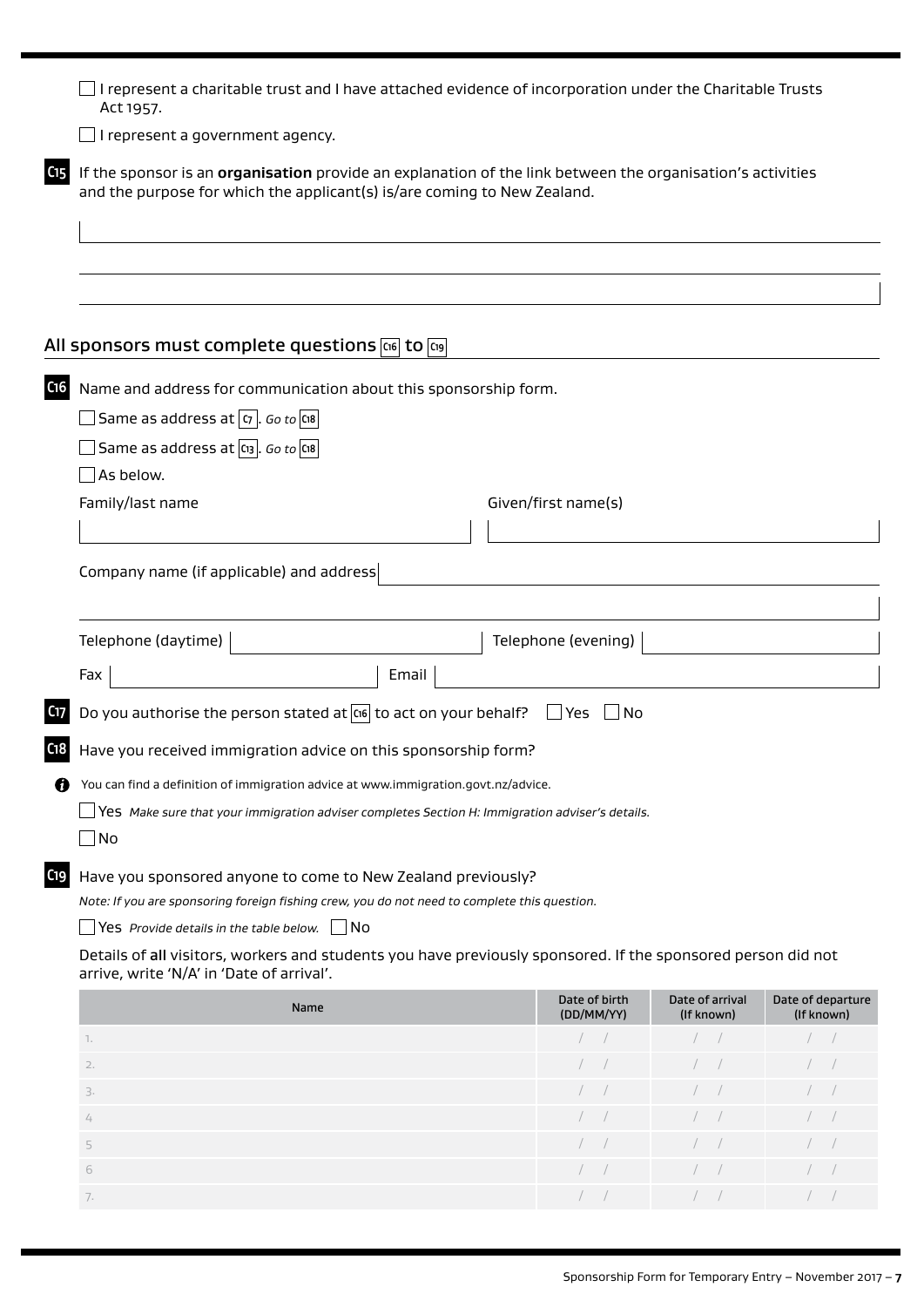☐ I represent a charitable trust and I have attached evidence of incorporation under the Charitable Trusts Act 1957.

☐ I represent a government agency.

**C15** If the sponsor is an **organisation** provide an explanation of the link between the organisation's activities and the purpose for which the applicant(s) is/are coming to New Zealand.

## All sponsors must complete questions C16 to C19

**C16** Name and address for communication about this sponsorship form.

☐ Same as address at C7. *Go to* C18

☐ Same as address at C13. *Go to* C18

☐ As below.

Family/last name

Given/first name(s)

Company name (if applicable) and address

Telephone (daytime)

Telephone (evening)

Fax

Email

**C17** Do you authorise the person stated at C16 to act on your behalf? ☐ Yes ☐ No

**C18** Have you received immigration advice on this sponsorship form?

You can find a definition of immigration advice at www.immigration.govt.nz/advice.

☐ Yes *Make sure that your immigration adviser completes Section H: Immigration adviser's details.*

☐ No

**C19** Have you sponsored anyone to come to New Zealand previously?

*Note: If you are sponsoring foreign fishing crew, you do not need to complete this question.*

☐ Yes *Provide details in the table below.* ☐ No

Details of all visitors, workers and students you have previously sponsored. If the sponsored person did not arrive, write 'N/A' in 'Date of arrival'.

| Name | Date of birth (DD/MM/YY) | Date of arrival (If known) | Date of departure (If known) |
|---|---|---|---|
| 1. | / / | / / | / / |
| 2. | / / | / / | / / |
| 3. | / / | / / | / / |
| 4 | / / | / / | / / |
| 5 | / / | / / | / / |
| 6 | / / | / / | / / |
| 7. | / / | / / | / / |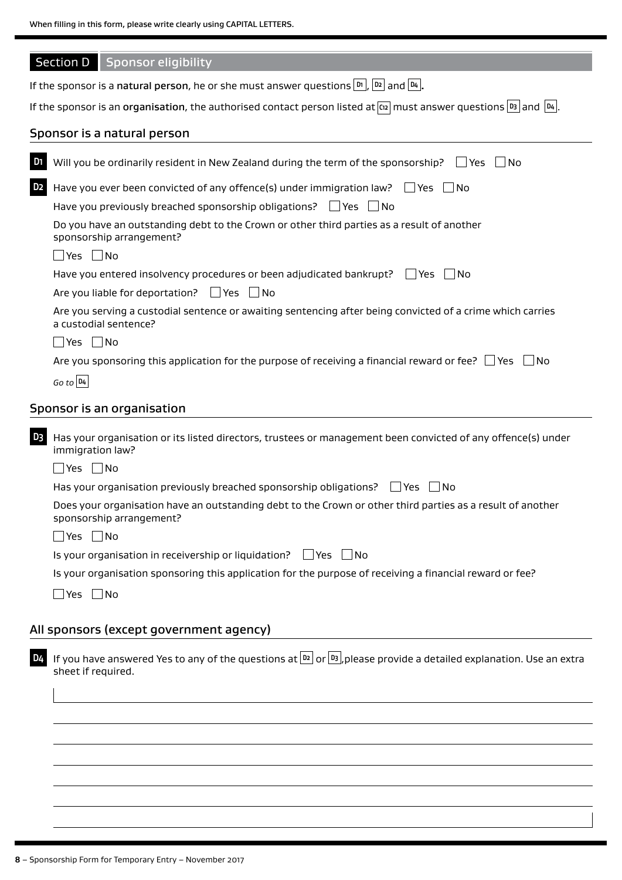When filling in this form, please write clearly using CAPITAL LETTERS.

## Section D Sponsor eligibility

If the sponsor is a **natural person**, he or she must answer questions D1, D2 and D4.

If the sponsor is an **organisation**, the authorised contact person listed at C12 must answer questions D3 and D4.

### Sponsor is a natural person

**D1** Will you be ordinarily resident in New Zealand during the term of the sponsorship? ☐ Yes ☐ No

**D2** Have you ever been convicted of any offence(s) under immigration law? ☐ Yes ☐ No

Have you previously breached sponsorship obligations? ☐ Yes ☐ No

Do you have an outstanding debt to the Crown or other third parties as a result of another sponsorship arrangement?

☐ Yes ☐ No

Have you entered insolvency procedures or been adjudicated bankrupt? ☐ Yes ☐ No

Are you liable for deportation? ☐ Yes ☐ No

Are you serving a custodial sentence or awaiting sentencing after being convicted of a crime which carries a custodial sentence?

☐ Yes ☐ No

Are you sponsoring this application for the purpose of receiving a financial reward or fee? ☐ Yes ☐ No

*Go to* D4

### Sponsor is an organisation

**D3** Has your organisation or its listed directors, trustees or management been convicted of any offence(s) under immigration law?

☐ Yes ☐ No

Has your organisation previously breached sponsorship obligations? ☐ Yes ☐ No

Does your organisation have an outstanding debt to the Crown or other third parties as a result of another sponsorship arrangement?

☐ Yes ☐ No

Is your organisation in receivership or liquidation? ☐ Yes ☐ No

Is your organisation sponsoring this application for the purpose of receiving a financial reward or fee?

☐ Yes ☐ No

### All sponsors (except government agency)

**D4** If you have answered Yes to any of the questions at D2 or D3, please provide a detailed explanation. Use an extra sheet if required.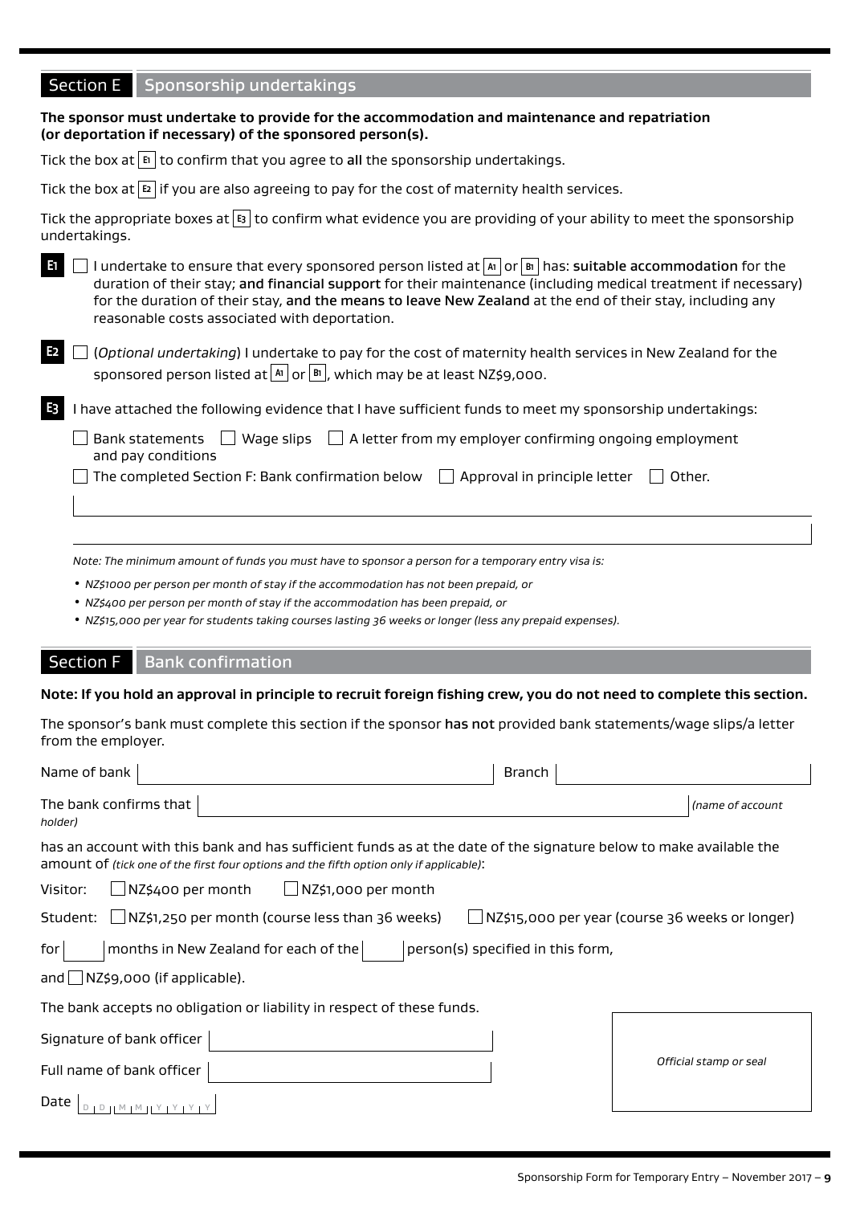## Section E Sponsorship undertakings

**The sponsor must undertake to provide for the accommodation and maintenance and repatriation (or deportation if necessary) of the sponsored person(s).**

Tick the box at E1 to confirm that you agree to all the sponsorship undertakings.

Tick the box at E2 if you are also agreeing to pay for the cost of maternity health services.

Tick the appropriate boxes at E3 to confirm what evidence you are providing of your ability to meet the sponsorship undertakings.

**E1** ☐ I undertake to ensure that every sponsored person listed at A1 or B1 has: **suitable accommodation** for the duration of their stay; **and financial support** for their maintenance (including medical treatment if necessary) for the duration of their stay, **and the means to leave New Zealand** at the end of their stay, including any reasonable costs associated with deportation.

**E2** ☐ (*Optional undertaking*) I undertake to pay for the cost of maternity health services in New Zealand for the sponsored person listed at A1 or B1, which may be at least NZ$9,000.

**E3** I have attached the following evidence that I have sufficient funds to meet my sponsorship undertakings:

☐ Bank statements ☐ Wage slips ☐ A letter from my employer confirming ongoing employment and pay conditions

☐ The completed Section F: Bank confirmation below ☐ Approval in principle letter ☐ Other.

_______________________________________________

*Note: The minimum amount of funds you must have to sponsor a person for a temporary entry visa is:*

- *NZ$1000 per person per month of stay if the accommodation has not been prepaid, or*
- *NZ$400 per person per month of stay if the accommodation has been prepaid, or*
- *NZ$15,000 per year for students taking courses lasting 36 weeks or longer (less any prepaid expenses).*

## Section F Bank confirmation

**Note: If you hold an approval in principle to recruit foreign fishing crew, you do not need to complete this section.**

The sponsor's bank must complete this section if the sponsor **has not** provided bank statements/wage slips/a letter from the employer.

Name of bank ____________________ Branch ____________________

The bank confirms that ____________________ *(name of account holder)*

has an account with this bank and has sufficient funds as at the date of the signature below to make available the amount of *(tick one of the first four options and the fifth option only if applicable)*:

Visitor: ☐ NZ$400 per month ☐ NZ$1,000 per month

Student: ☐ NZ$1,250 per month (course less than 36 weeks) ☐ NZ$15,000 per year (course 36 weeks or longer)

for ______ months in New Zealand for each of the ______ person(s) specified in this form,

and ☐ NZ$9,000 (if applicable).

The bank accepts no obligation or liability in respect of these funds.

Signature of bank officer ____________________

Full name of bank officer ____________________

Date D D M M Y Y Y Y

*Official stamp or seal*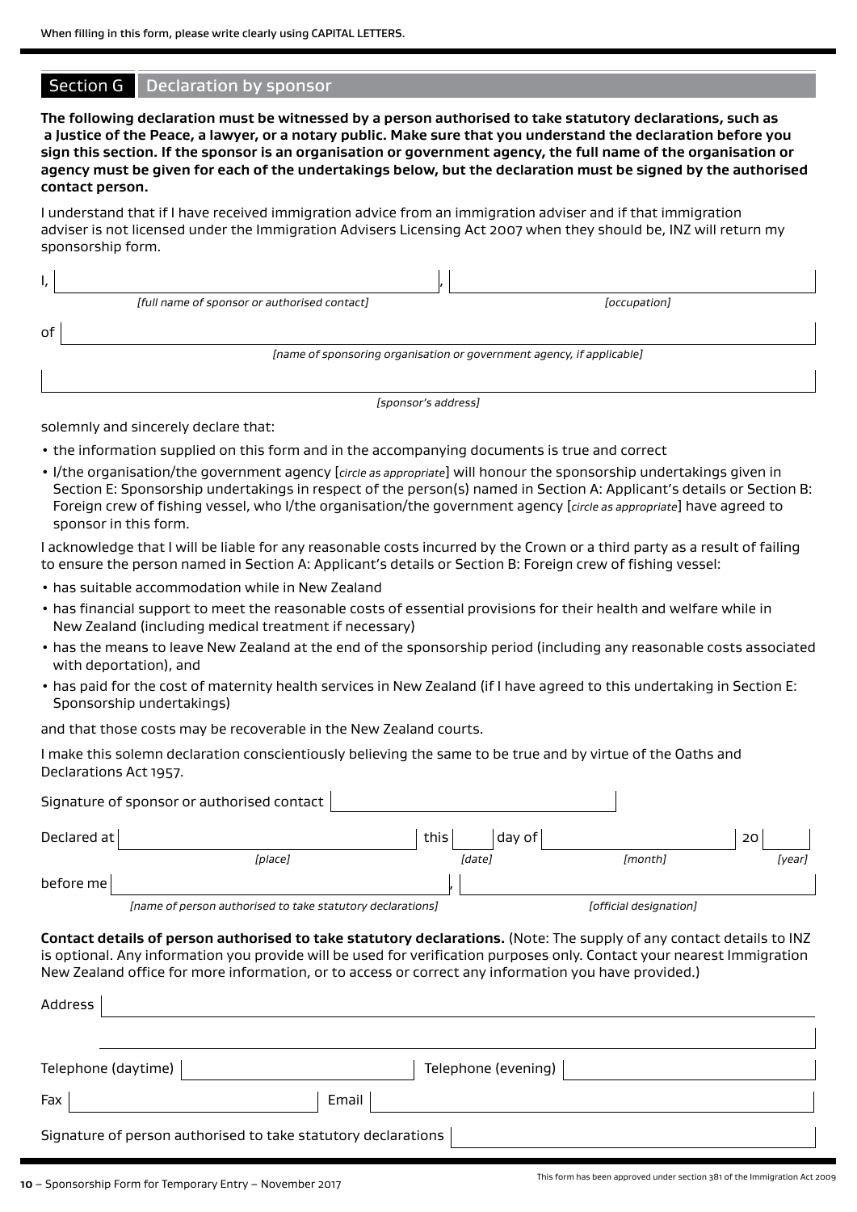When filling in this form, please write clearly using CAPITAL LETTERS.

## Section G Declaration by sponsor

**The following declaration must be witnessed by a person authorised to take statutory declarations, such as a Justice of the Peace, a lawyer, or a notary public. Make sure that you understand the declaration before you sign this section. If the sponsor is an organisation or government agency, the full name of the organisation or agency must be given for each of the undertakings below, but the declaration must be signed by the authorised contact person.**

I understand that if I have received immigration advice from an immigration adviser and if that immigration adviser is not licensed under the Immigration Advisers Licensing Act 2007 when they should be, INZ will return my sponsorship form.

I, ______________________________, ______________________________
*[full name of sponsor or authorised contact]* *[occupation]*

of ______________________________
*[name of sponsoring organisation or government agency, if applicable]*

______________________________
*[sponsor's address]*

solemnly and sincerely declare that:

- the information supplied on this form and in the accompanying documents is true and correct
- I/the organisation/the government agency [*circle as appropriate*] will honour the sponsorship undertakings given in Section E: Sponsorship undertakings in respect of the person(s) named in Section A: Applicant's details or Section B: Foreign crew of fishing vessel, who I/the organisation/the government agency [*circle as appropriate*] have agreed to sponsor in this form.

I acknowledge that I will be liable for any reasonable costs incurred by the Crown or a third party as a result of failing to ensure the person named in Section A: Applicant's details or Section B: Foreign crew of fishing vessel:

- has suitable accommodation while in New Zealand
- has financial support to meet the reasonable costs of essential provisions for their health and welfare while in New Zealand (including medical treatment if necessary)
- has the means to leave New Zealand at the end of the sponsorship period (including any reasonable costs associated with deportation), and
- has paid for the cost of maternity health services in New Zealand (if I have agreed to this undertaking in Section E: Sponsorship undertakings)

and that those costs may be recoverable in the New Zealand courts.

I make this solemn declaration conscientiously believing the same to be true and by virtue of the Oaths and Declarations Act 1957.

Signature of sponsor or authorised contact ______________________________

Declared at ______________________________ this ______ day of ______________________________ 20______
*[place]* *[date]* *[month]* *[year]*

before me ______________________________, ______________________________
*[name of person authorised to take statutory declarations]* *[official designation]*

**Contact details of person authorised to take statutory declarations.** (Note: The supply of any contact details to INZ is optional. Any information you provide will be used for verification purposes only. Contact your nearest Immigration New Zealand office for more information, or to access or correct any information you have provided.)

Address ______________________________

______________________________

Telephone (daytime) ______________________________ Telephone (evening) ______________________________

Fax ______________________________ Email ______________________________

Signature of person authorised to take statutory declarations ______________________________

This form has been approved under section 381 of the Immigration Act 2009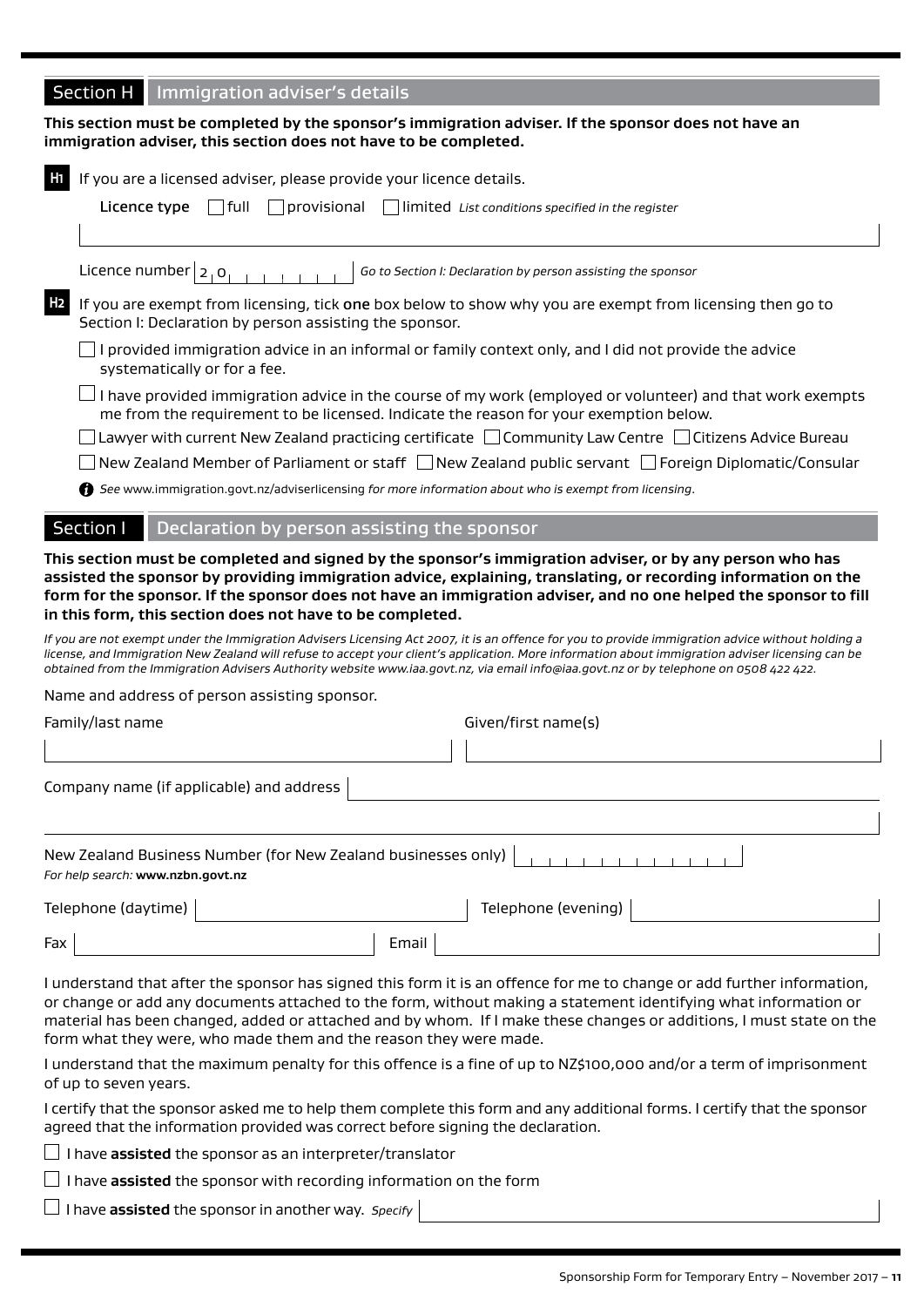## Section H Immigration adviser's details

**This section must be completed by the sponsor's immigration adviser. If the sponsor does not have an immigration adviser, this section does not have to be completed.**

**H1** If you are a licensed adviser, please provide your licence details.

**Licence type** ☐ full ☐ provisional ☐ limited *List conditions specified in the register*

Licence number 2 0 _ _ _ _ _ _ _ *Go to Section I: Declaration by person assisting the sponsor*

**H2** If you are exempt from licensing, tick one box below to show why you are exempt from licensing then go to Section I: Declaration by person assisting the sponsor.

☐ I provided immigration advice in an informal or family context only, and I did not provide the advice systematically or for a fee.

☐ I have provided immigration advice in the course of my work (employed or volunteer) and that work exempts me from the requirement to be licensed. Indicate the reason for your exemption below.

☐ Lawyer with current New Zealand practicing certificate ☐ Community Law Centre ☐ Citizens Advice Bureau

☐ New Zealand Member of Parliament or staff ☐ New Zealand public servant ☐ Foreign Diplomatic/Consular

*See* www.immigration.govt.nz/adviserlicensing *for more information about who is exempt from licensing.*

## Section I Declaration by person assisting the sponsor

**This section must be completed and signed by the sponsor's immigration adviser, or by any person who has assisted the sponsor by providing immigration advice, explaining, translating, or recording information on the form for the sponsor. If the sponsor does not have an immigration adviser, and no one helped the sponsor to fill in this form, this section does not have to be completed.**

*If you are not exempt under the Immigration Advisers Licensing Act 2007, it is an offence for you to provide immigration advice without holding a licence, and Immigration New Zealand will refuse to accept your client's application. More information about immigration adviser licensing can be obtained from the Immigration Advisers Authority website www.iaa.govt.nz, via email info@iaa.govt.nz or by telephone on 0508 422 422.*

Name and address of person assisting sponsor.

Family/last name

Given/first name(s)

Company name (if applicable) and address

New Zealand Business Number (for New Zealand businesses only)

*For help search:* **www.nzbn.govt.nz**

Telephone (daytime)

Telephone (evening)

Fax

Email

I understand that after the sponsor has signed this form it is an offence for me to change or add further information, or change or add any documents attached to the form, without making a statement identifying what information or material has been changed, added or attached and by whom. If I make these changes or additions, I must state on the form what they were, who made them and the reason they were made.

I understand that the maximum penalty for this offence is a fine of up to NZ$100,000 and/or a term of imprisonment of up to seven years.

I certify that the sponsor asked me to help them complete this form and any additional forms. I certify that the sponsor agreed that the information provided was correct before signing the declaration.

☐ I have **assisted** the sponsor as an interpreter/translator

☐ I have **assisted** the sponsor with recording information on the form

☐ I have **assisted** the sponsor in another way. *Specify*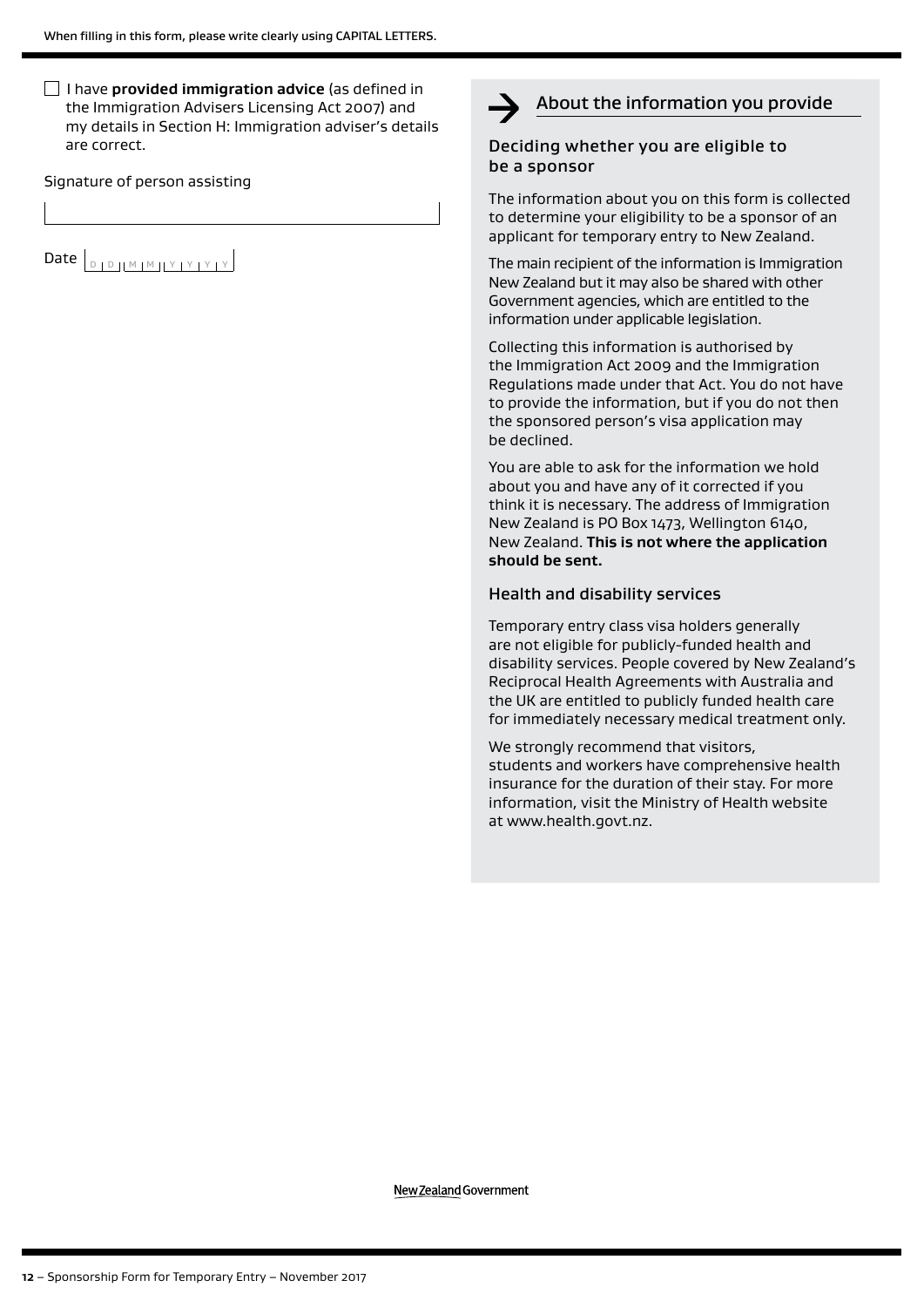- [ ] I have **provided immigration advice** (as defined in the Immigration Advisers Licensing Act 2007) and my details in Section H: Immigration adviser's details are correct.

Signature of person assisting

Date D D M M Y Y Y Y

## About the information you provide

### Deciding whether you are eligible to be a sponsor

The information about you on this form is collected to determine your eligibility to be a sponsor of an applicant for temporary entry to New Zealand.

The main recipient of the information is Immigration New Zealand but it may also be shared with other Government agencies, which are entitled to the information under applicable legislation.

Collecting this information is authorised by the Immigration Act 2009 and the Immigration Regulations made under that Act. You do not have to provide the information, but if you do not then the sponsored person's visa application may be declined.

You are able to ask for the information we hold about you and have any of it corrected if you think it is necessary. The address of Immigration New Zealand is PO Box 1473, Wellington 6140, New Zealand. **This is not where the application should be sent.**

### Health and disability services

Temporary entry class visa holders generally are not eligible for publicly-funded health and disability services. People covered by New Zealand's Reciprocal Health Agreements with Australia and the UK are entitled to publicly funded health care for immediately necessary medical treatment only.

We strongly recommend that visitors, students and workers have comprehensive health insurance for the duration of their stay. For more information, visit the Ministry of Health website at www.health.govt.nz.

New Zealand Government